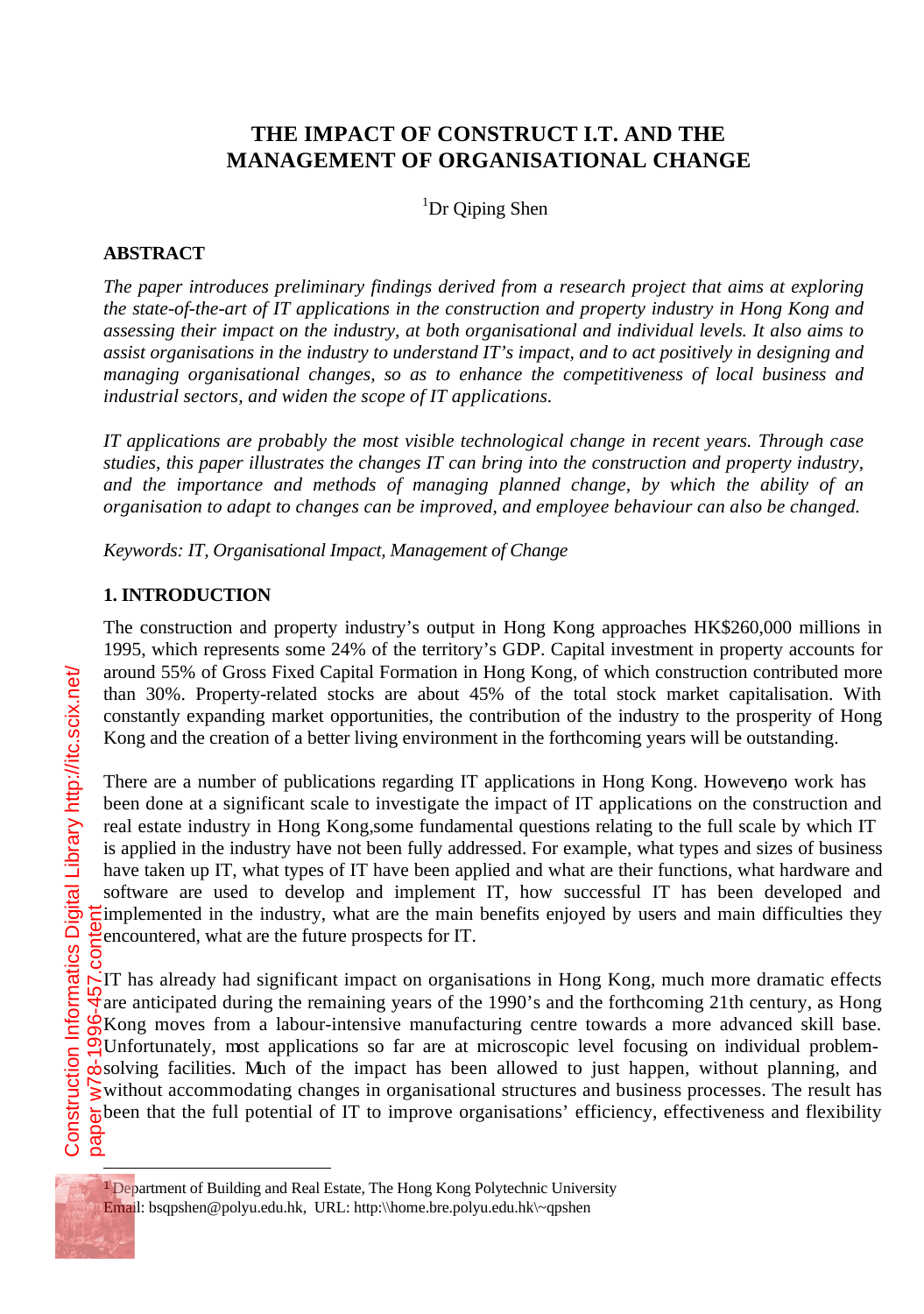# THE IMPACT OF CONSTRUCT I.T. AND THE MANAGEMENT OF ORGANISATIONAL CHANGE

[1]Dr Qiping Shen

## ABSTRACT

*The paper introduces preliminary findings derived from a research project that aims at exploring the state-of-the-art of IT applications in the construction and property industry in Hong Kong and assessing their impact on the industry, at both organisational and individual levels. It also aims to assist organisations in the industry to understand IT's impact, and to act positively in designing and managing organisational changes, so as to enhance the competitiveness of local business and industrial sectors, and widen the scope of IT applications.*

*IT applications are probably the most visible technological change in recent years. Through case studies, this paper illustrates the changes IT can bring into the construction and property industry, and the importance and methods of managing planned change, by which the ability of an organisation to adapt to changes can be improved, and employee behaviour can also be changed.*

*Keywords: IT, Organisational Impact, Management of Change*

## 1. INTRODUCTION

The construction and property industry's output in Hong Kong approaches HK$260,000 millions in 1995, which represents some 24% of the territory's GDP. Capital investment in property accounts for around 55% of Gross Fixed Capital Formation in Hong Kong, of which construction contributed more than 30%. Property-related stocks are about 45% of the total stock market capitalisation. With constantly expanding market opportunities, the contribution of the industry to the prosperity of Hong Kong and the creation of a better living environment in the forthcoming years will be outstanding.

There are a number of publications regarding IT applications in Hong Kong. However, no work has been done at a significant scale to investigate the impact of IT applications on the construction and real estate industry in Hong Kong, some fundamental questions relating to the full scale by which IT is applied in the industry have not been fully addressed. For example, what types and sizes of business have taken up IT, what types of IT have been applied and what are their functions, what hardware and software are used to develop and implement IT, how successful IT has been developed and implemented in the industry, what are the main benefits enjoyed by users and main difficulties they encountered, what are the future prospects for IT.

IT has already had significant impact on organisations in Hong Kong, much more dramatic effects are anticipated during the remaining years of the 1990's and the forthcoming 21th century, as Hong Kong moves from a labour-intensive manufacturing centre towards a more advanced skill base. Unfortunately, most applications so far are at microscopic level focusing on individual problem-solving facilities. Much of the impact has been allowed to just happen, without planning, and without accommodating changes in organisational structures and business processes. The result has been that the full potential of IT to improve organisations' efficiency, effectiveness and flexibility

[1] Department of Building and Real Estate, The Hong Kong Polytechnic University
Email: bsqpshen@polyu.edu.hk, URL: http:\\home.bre.polyu.edu.hk\~qpshen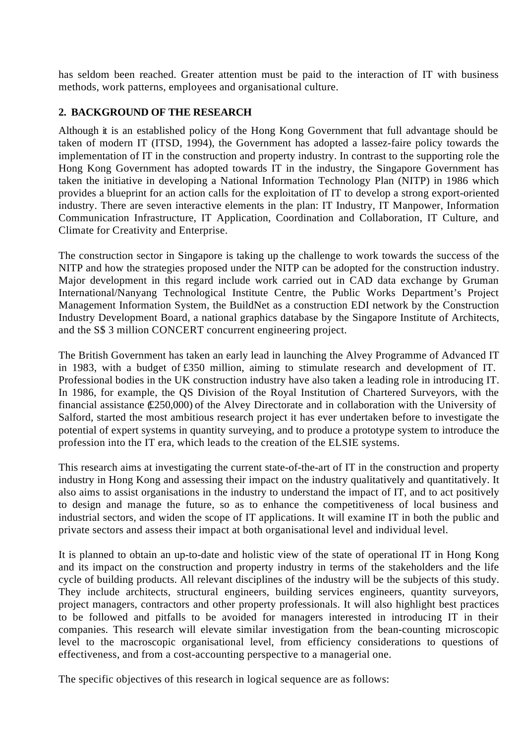has seldom been reached. Greater attention must be paid to the interaction of IT with business methods, work patterns, employees and organisational culture.

## 2. BACKGROUND OF THE RESEARCH

Although it is an established policy of the Hong Kong Government that full advantage should be taken of modern IT (ITSD, 1994), the Government has adopted a lassez-faire policy towards the implementation of IT in the construction and property industry. In contrast to the supporting role the Hong Kong Government has adopted towards IT in the industry, the Singapore Government has taken the initiative in developing a National Information Technology Plan (NITP) in 1986 which provides a blueprint for an action calls for the exploitation of IT to develop a strong export-oriented industry. There are seven interactive elements in the plan: IT Industry, IT Manpower, Information Communication Infrastructure, IT Application, Coordination and Collaboration, IT Culture, and Climate for Creativity and Enterprise.

The construction sector in Singapore is taking up the challenge to work towards the success of the NITP and how the strategies proposed under the NITP can be adopted for the construction industry. Major development in this regard include work carried out in CAD data exchange by Gruman International/Nanyang Technological Institute Centre, the Public Works Department's Project Management Information System, the BuildNet as a construction EDI network by the Construction Industry Development Board, a national graphics database by the Singapore Institute of Architects, and the S$ 3 million CONCERT concurrent engineering project.

The British Government has taken an early lead in launching the Alvey Programme of Advanced IT in 1983, with a budget of £350 million, aiming to stimulate research and development of IT. Professional bodies in the UK construction industry have also taken a leading role in introducing IT. In 1986, for example, the QS Division of the Royal Institution of Chartered Surveyors, with the financial assistance (£250,000) of the Alvey Directorate and in collaboration with the University of Salford, started the most ambitious research project it has ever undertaken before to investigate the potential of expert systems in quantity surveying, and to produce a prototype system to introduce the profession into the IT era, which leads to the creation of the ELSIE systems.

This research aims at investigating the current state-of-the-art of IT in the construction and property industry in Hong Kong and assessing their impact on the industry qualitatively and quantitatively. It also aims to assist organisations in the industry to understand the impact of IT, and to act positively to design and manage the future, so as to enhance the competitiveness of local business and industrial sectors, and widen the scope of IT applications. It will examine IT in both the public and private sectors and assess their impact at both organisational level and individual level.

It is planned to obtain an up-to-date and holistic view of the state of operational IT in Hong Kong and its impact on the construction and property industry in terms of the stakeholders and the life cycle of building products. All relevant disciplines of the industry will be the subjects of this study. They include architects, structural engineers, building services engineers, quantity surveyors, project managers, contractors and other property professionals. It will also highlight best practices to be followed and pitfalls to be avoided for managers interested in introducing IT in their companies. This research will elevate similar investigation from the bean-counting microscopic level to the macroscopic organisational level, from efficiency considerations to questions of effectiveness, and from a cost-accounting perspective to a managerial one.

The specific objectives of this research in logical sequence are as follows: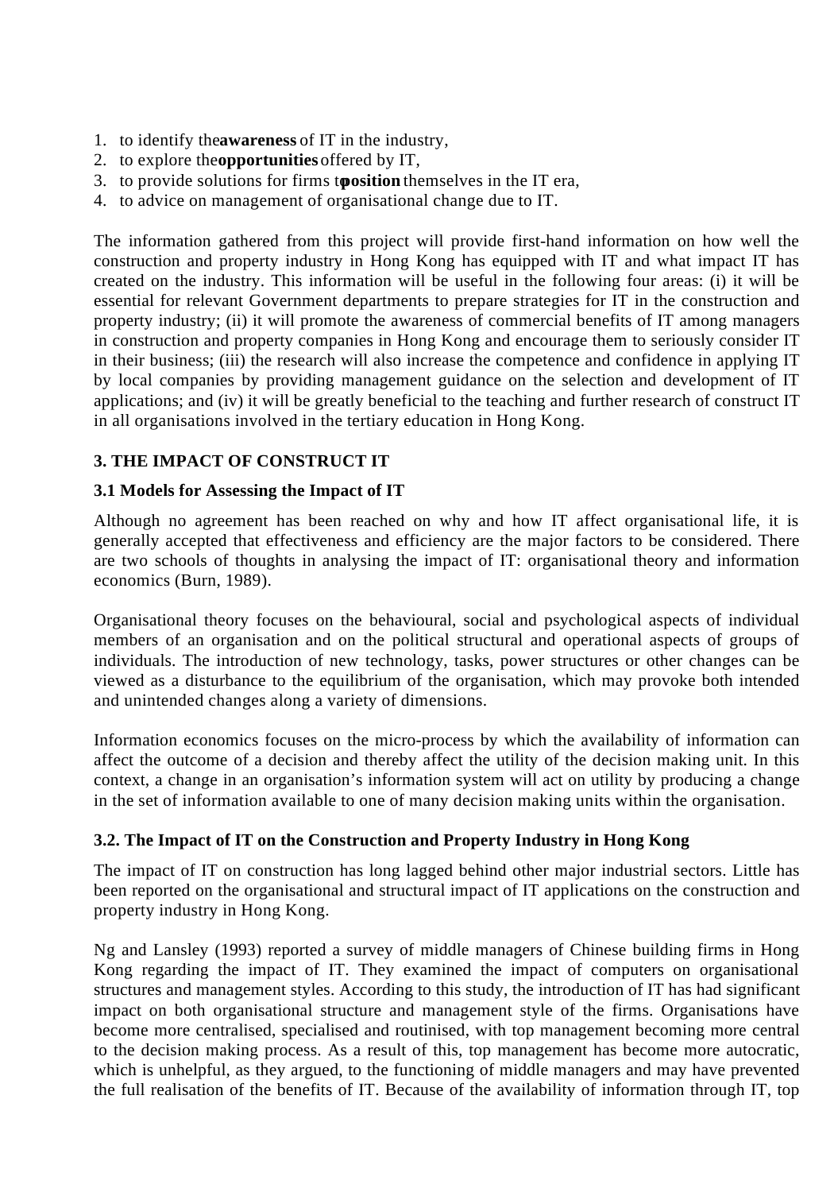1. to identify the **awareness** of IT in the industry,
2. to explore the **opportunities** offered by IT,
3. to provide solutions for firms to **position** themselves in the IT era,
4. to advice on management of organisational change due to IT.

The information gathered from this project will provide first-hand information on how well the construction and property industry in Hong Kong has equipped with IT and what impact IT has created on the industry. This information will be useful in the following four areas: (i) it will be essential for relevant Government departments to prepare strategies for IT in the construction and property industry; (ii) it will promote the awareness of commercial benefits of IT among managers in construction and property companies in Hong Kong and encourage them to seriously consider IT in their business; (iii) the research will also increase the competence and confidence in applying IT by local companies by providing management guidance on the selection and development of IT applications; and (iv) it will be greatly beneficial to the teaching and further research of construct IT in all organisations involved in the tertiary education in Hong Kong.

## 3. THE IMPACT OF CONSTRUCT IT

### 3.1 Models for Assessing the Impact of IT

Although no agreement has been reached on why and how IT affect organisational life, it is generally accepted that effectiveness and efficiency are the major factors to be considered. There are two schools of thoughts in analysing the impact of IT: organisational theory and information economics (Burn, 1989).

Organisational theory focuses on the behavioural, social and psychological aspects of individual members of an organisation and on the political structural and operational aspects of groups of individuals. The introduction of new technology, tasks, power structures or other changes can be viewed as a disturbance to the equilibrium of the organisation, which may provoke both intended and unintended changes along a variety of dimensions.

Information economics focuses on the micro-process by which the availability of information can affect the outcome of a decision and thereby affect the utility of the decision making unit. In this context, a change in an organisation's information system will act on utility by producing a change in the set of information available to one of many decision making units within the organisation.

### 3.2. The Impact of IT on the Construction and Property Industry in Hong Kong

The impact of IT on construction has long lagged behind other major industrial sectors. Little has been reported on the organisational and structural impact of IT applications on the construction and property industry in Hong Kong.

Ng and Lansley (1993) reported a survey of middle managers of Chinese building firms in Hong Kong regarding the impact of IT. They examined the impact of computers on organisational structures and management styles. According to this study, the introduction of IT has had significant impact on both organisational structure and management style of the firms. Organisations have become more centralised, specialised and routinised, with top management becoming more central to the decision making process. As a result of this, top management has become more autocratic, which is unhelpful, as they argued, to the functioning of middle managers and may have prevented the full realisation of the benefits of IT. Because of the availability of information through IT, top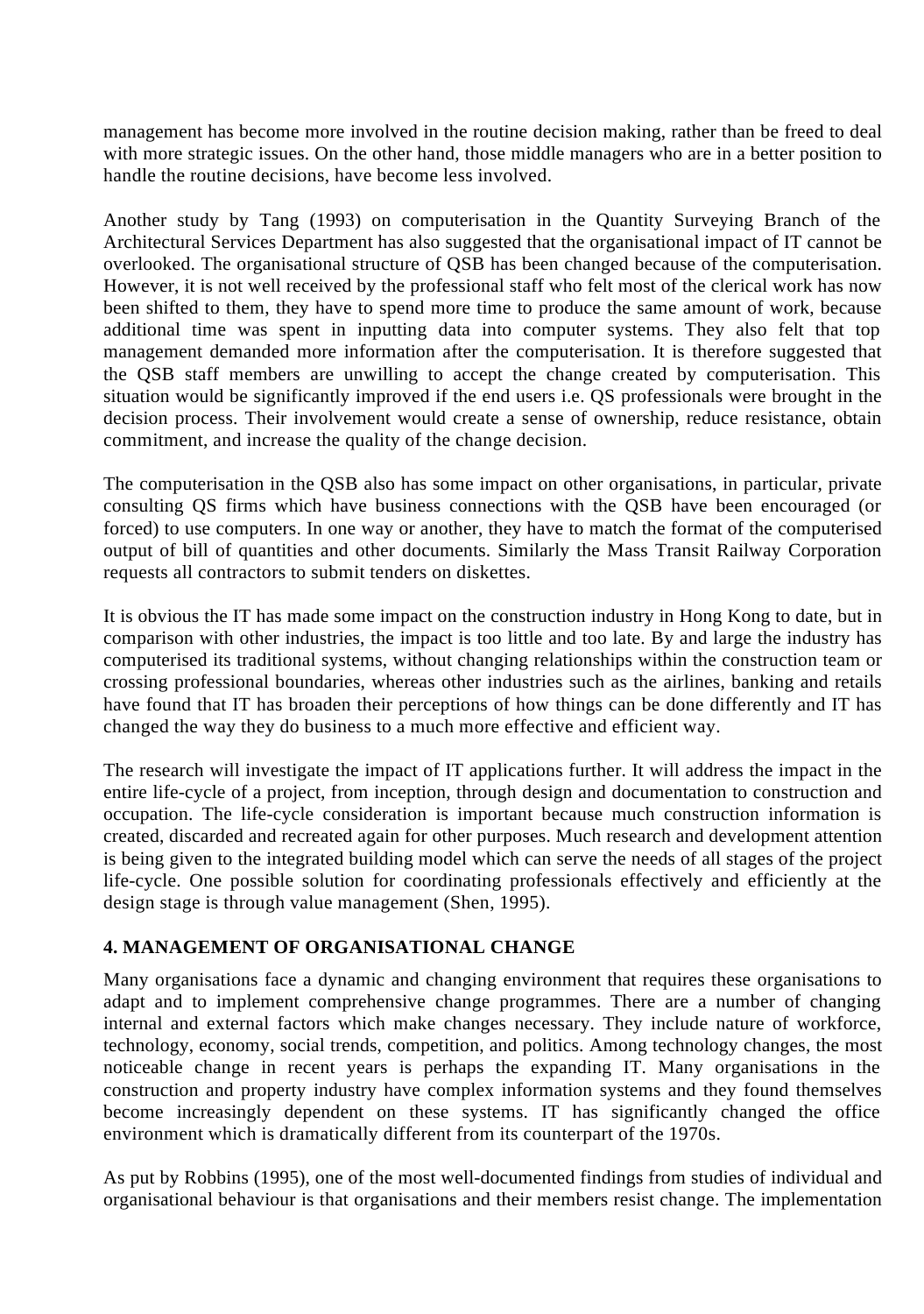management has become more involved in the routine decision making, rather than be freed to deal with more strategic issues. On the other hand, those middle managers who are in a better position to handle the routine decisions, have become less involved.

Another study by Tang (1993) on computerisation in the Quantity Surveying Branch of the Architectural Services Department has also suggested that the organisational impact of IT cannot be overlooked. The organisational structure of QSB has been changed because of the computerisation. However, it is not well received by the professional staff who felt most of the clerical work has now been shifted to them, they have to spend more time to produce the same amount of work, because additional time was spent in inputting data into computer systems. They also felt that top management demanded more information after the computerisation. It is therefore suggested that the QSB staff members are unwilling to accept the change created by computerisation. This situation would be significantly improved if the end users i.e. QS professionals were brought in the decision process. Their involvement would create a sense of ownership, reduce resistance, obtain commitment, and increase the quality of the change decision.

The computerisation in the QSB also has some impact on other organisations, in particular, private consulting QS firms which have business connections with the QSB have been encouraged (or forced) to use computers. In one way or another, they have to match the format of the computerised output of bill of quantities and other documents. Similarly the Mass Transit Railway Corporation requests all contractors to submit tenders on diskettes.

It is obvious the IT has made some impact on the construction industry in Hong Kong to date, but in comparison with other industries, the impact is too little and too late. By and large the industry has computerised its traditional systems, without changing relationships within the construction team or crossing professional boundaries, whereas other industries such as the airlines, banking and retails have found that IT has broaden their perceptions of how things can be done differently and IT has changed the way they do business to a much more effective and efficient way.

The research will investigate the impact of IT applications further. It will address the impact in the entire life-cycle of a project, from inception, through design and documentation to construction and occupation. The life-cycle consideration is important because much construction information is created, discarded and recreated again for other purposes. Much research and development attention is being given to the integrated building model which can serve the needs of all stages of the project life-cycle. One possible solution for coordinating professionals effectively and efficiently at the design stage is through value management (Shen, 1995).

## 4. MANAGEMENT OF ORGANISATIONAL CHANGE

Many organisations face a dynamic and changing environment that requires these organisations to adapt and to implement comprehensive change programmes. There are a number of changing internal and external factors which make changes necessary. They include nature of workforce, technology, economy, social trends, competition, and politics. Among technology changes, the most noticeable change in recent years is perhaps the expanding IT. Many organisations in the construction and property industry have complex information systems and they found themselves become increasingly dependent on these systems. IT has significantly changed the office environment which is dramatically different from its counterpart of the 1970s.

As put by Robbins (1995), one of the most well-documented findings from studies of individual and organisational behaviour is that organisations and their members resist change. The implementation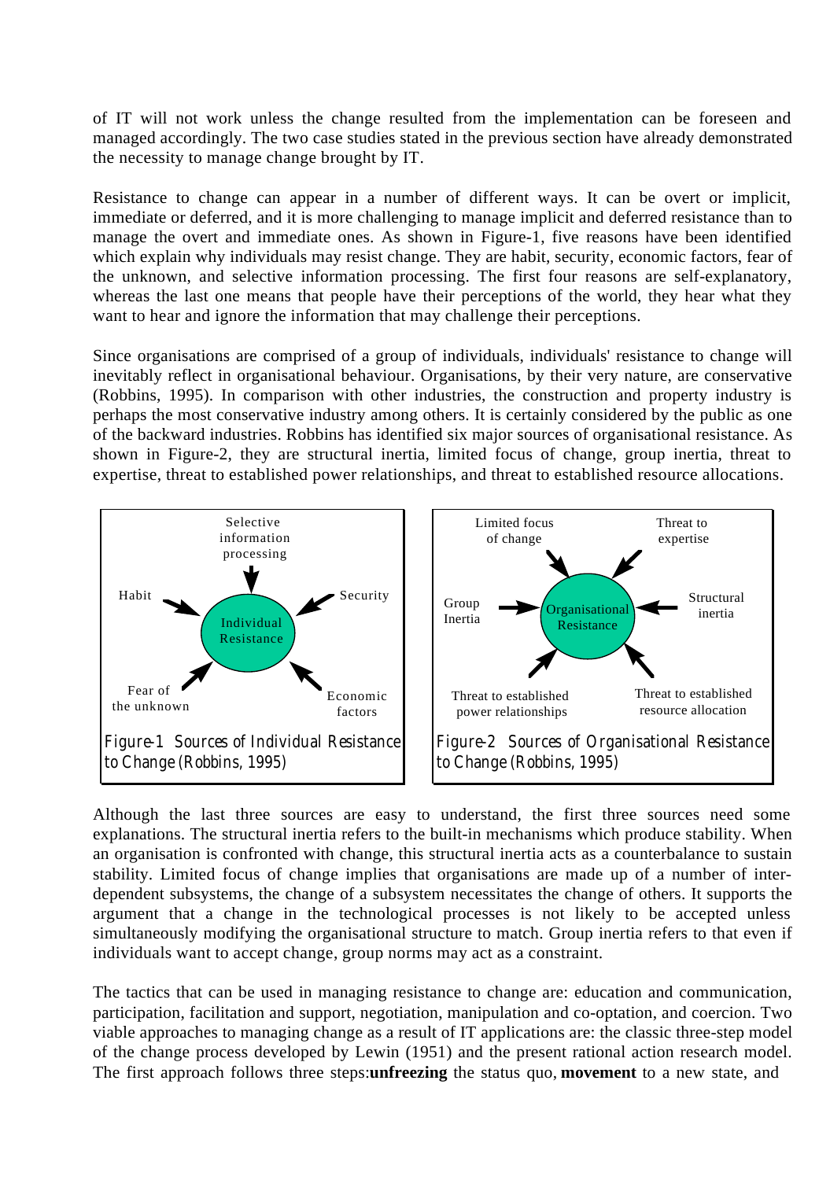of IT will not work unless the change resulted from the implementation can be foreseen and managed accordingly. The two case studies stated in the previous section have already demonstrated the necessity to manage change brought by IT.

Resistance to change can appear in a number of different ways. It can be overt or implicit, immediate or deferred, and it is more challenging to manage implicit and deferred resistance than to manage the overt and immediate ones. As shown in Figure-1, five reasons have been identified which explain why individuals may resist change. They are habit, security, economic factors, fear of the unknown, and selective information processing. The first four reasons are self-explanatory, whereas the last one means that people have their perceptions of the world, they hear what they want to hear and ignore the information that may challenge their perceptions.

Since organisations are comprised of a group of individuals, individuals' resistance to change will inevitably reflect in organisational behaviour. Organisations, by their very nature, are conservative (Robbins, 1995). In comparison with other industries, the construction and property industry is perhaps the most conservative industry among others. It is certainly considered by the public as one of the backward industries. Robbins has identified six major sources of organisational resistance. As shown in Figure-2, they are structural inertia, limited focus of change, group inertia, threat to expertise, threat to established power relationships, and threat to established resource allocations.

Selective information processing, Habit, Security, Fear of the unknown, Economic factors → Individual Resistance

Figure-1 Sources of Individual Resistance to Change (Robbins, 1995)

Limited focus of change, Threat to expertise, Group Inertia, Structural inertia, Threat to established power relationships, Threat to established resource allocation → Organisational Resistance

Figure-2 Sources of Organisational Resistance to Change (Robbins, 1995)

Although the last three sources are easy to understand, the first three sources need some explanations. The structural inertia refers to the built-in mechanisms which produce stability. When an organisation is confronted with change, this structural inertia acts as a counterbalance to sustain stability. Limited focus of change implies that organisations are made up of a number of inter-dependent subsystems, the change of a subsystem necessitates the change of others. It supports the argument that a change in the technological processes is not likely to be accepted unless simultaneously modifying the organisational structure to match. Group inertia refers to that even if individuals want to accept change, group norms may act as a constraint.

The tactics that can be used in managing resistance to change are: education and communication, participation, facilitation and support, negotiation, manipulation and co-optation, and coercion. Two viable approaches to managing change as a result of IT applications are: the classic three-step model of the change process developed by Lewin (1951) and the present rational action research model. The first approach follows three steps: **unfreezing** the status quo, **movement** to a new state, and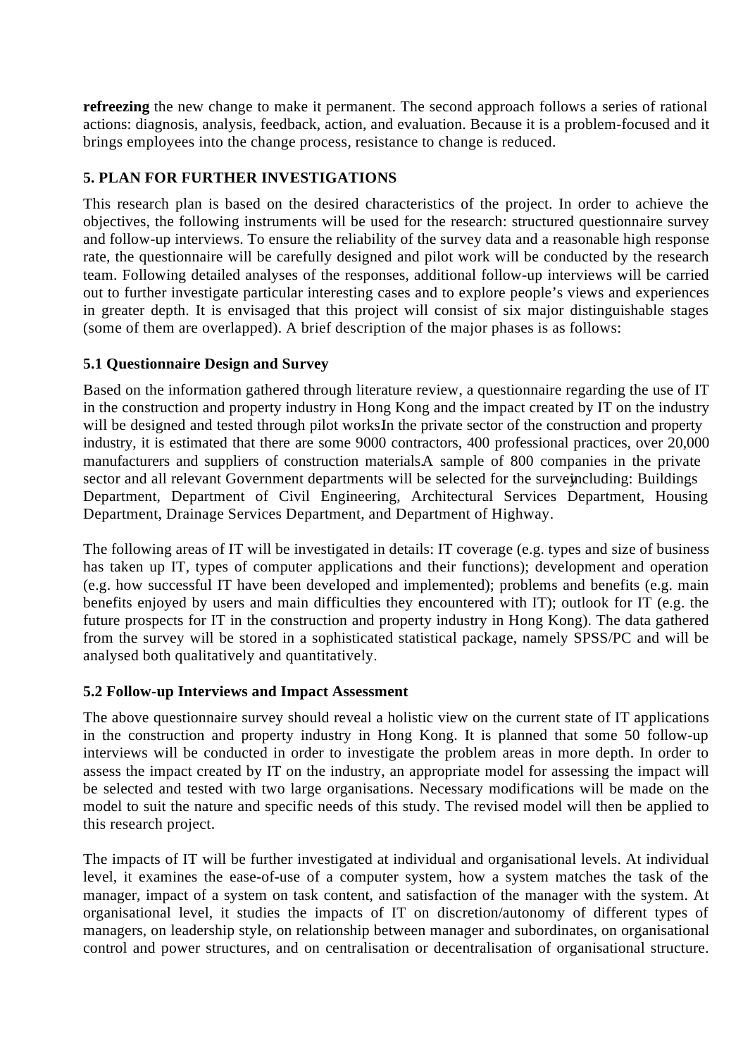**refreezing** the new change to make it permanent. The second approach follows a series of rational actions: diagnosis, analysis, feedback, action, and evaluation. Because it is a problem-focused and it brings employees into the change process, resistance to change is reduced.

## 5. PLAN FOR FURTHER INVESTIGATIONS

This research plan is based on the desired characteristics of the project. In order to achieve the objectives, the following instruments will be used for the research: structured questionnaire survey and follow-up interviews. To ensure the reliability of the survey data and a reasonable high response rate, the questionnaire will be carefully designed and pilot work will be conducted by the research team. Following detailed analyses of the responses, additional follow-up interviews will be carried out to further investigate particular interesting cases and to explore people's views and experiences in greater depth. It is envisaged that this project will consist of six major distinguishable stages (some of them are overlapped). A brief description of the major phases is as follows:

### 5.1 Questionnaire Design and Survey

Based on the information gathered through literature review, a questionnaire regarding the use of IT in the construction and property industry in Hong Kong and the impact created by IT on the industry will be designed and tested through pilot works. In the private sector of the construction and property industry, it is estimated that there are some 9000 contractors, 400 professional practices, over 20,000 manufacturers and suppliers of construction materials. A sample of 800 companies in the private sector and all relevant Government departments will be selected for the survey including: Buildings Department, Department of Civil Engineering, Architectural Services Department, Housing Department, Drainage Services Department, and Department of Highway.

The following areas of IT will be investigated in details: IT coverage (e.g. types and size of business has taken up IT, types of computer applications and their functions); development and operation (e.g. how successful IT have been developed and implemented); problems and benefits (e.g. main benefits enjoyed by users and main difficulties they encountered with IT); outlook for IT (e.g. the future prospects for IT in the construction and property industry in Hong Kong). The data gathered from the survey will be stored in a sophisticated statistical package, namely SPSS/PC and will be analysed both qualitatively and quantitatively.

### 5.2 Follow-up Interviews and Impact Assessment

The above questionnaire survey should reveal a holistic view on the current state of IT applications in the construction and property industry in Hong Kong. It is planned that some 50 follow-up interviews will be conducted in order to investigate the problem areas in more depth. In order to assess the impact created by IT on the industry, an appropriate model for assessing the impact will be selected and tested with two large organisations. Necessary modifications will be made on the model to suit the nature and specific needs of this study. The revised model will then be applied to this research project.

The impacts of IT will be further investigated at individual and organisational levels. At individual level, it examines the ease-of-use of a computer system, how a system matches the task of the manager, impact of a system on task content, and satisfaction of the manager with the system. At organisational level, it studies the impacts of IT on discretion/autonomy of different types of managers, on leadership style, on relationship between manager and subordinates, on organisational control and power structures, and on centralisation or decentralisation of organisational structure.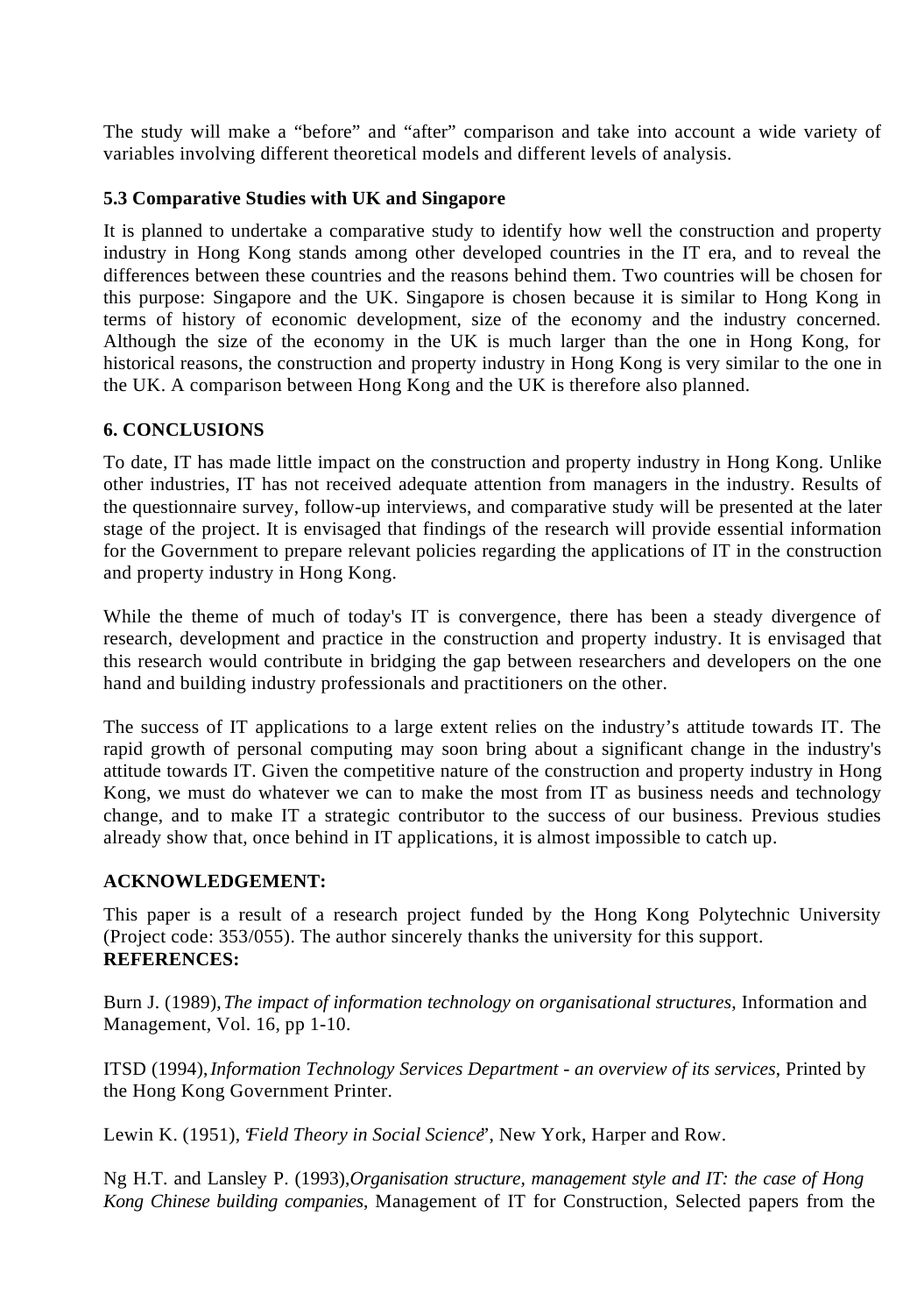The study will make a "before" and "after" comparison and take into account a wide variety of variables involving different theoretical models and different levels of analysis.

### 5.3 Comparative Studies with UK and Singapore

It is planned to undertake a comparative study to identify how well the construction and property industry in Hong Kong stands among other developed countries in the IT era, and to reveal the differences between these countries and the reasons behind them. Two countries will be chosen for this purpose: Singapore and the UK. Singapore is chosen because it is similar to Hong Kong in terms of history of economic development, size of the economy and the industry concerned. Although the size of the economy in the UK is much larger than the one in Hong Kong, for historical reasons, the construction and property industry in Hong Kong is very similar to the one in the UK. A comparison between Hong Kong and the UK is therefore also planned.

## 6. CONCLUSIONS

To date, IT has made little impact on the construction and property industry in Hong Kong. Unlike other industries, IT has not received adequate attention from managers in the industry. Results of the questionnaire survey, follow-up interviews, and comparative study will be presented at the later stage of the project. It is envisaged that findings of the research will provide essential information for the Government to prepare relevant policies regarding the applications of IT in the construction and property industry in Hong Kong.

While the theme of much of today's IT is convergence, there has been a steady divergence of research, development and practice in the construction and property industry. It is envisaged that this research would contribute in bridging the gap between researchers and developers on the one hand and building industry professionals and practitioners on the other.

The success of IT applications to a large extent relies on the industry's attitude towards IT. The rapid growth of personal computing may soon bring about a significant change in the industry's attitude towards IT. Given the competitive nature of the construction and property industry in Hong Kong, we must do whatever we can to make the most from IT as business needs and technology change, and to make IT a strategic contributor to the success of our business. Previous studies already show that, once behind in IT applications, it is almost impossible to catch up.

## ACKNOWLEDGEMENT:

This paper is a result of a research project funded by the Hong Kong Polytechnic University (Project code: 353/055). The author sincerely thanks the university for this support.

## REFERENCES:

Burn J. (1989), *The impact of information technology on organisational structures*, Information and Management, Vol. 16, pp 1-10.

ITSD (1994), *Information Technology Services Department - an overview of its services*, Printed by the Hong Kong Government Printer.

Lewin K. (1951), "*Field Theory in Social Science*", New York, Harper and Row.

Ng H.T. and Lansley P. (1993), *Organisation structure, management style and IT: the case of Hong Kong Chinese building companies*, Management of IT for Construction, Selected papers from the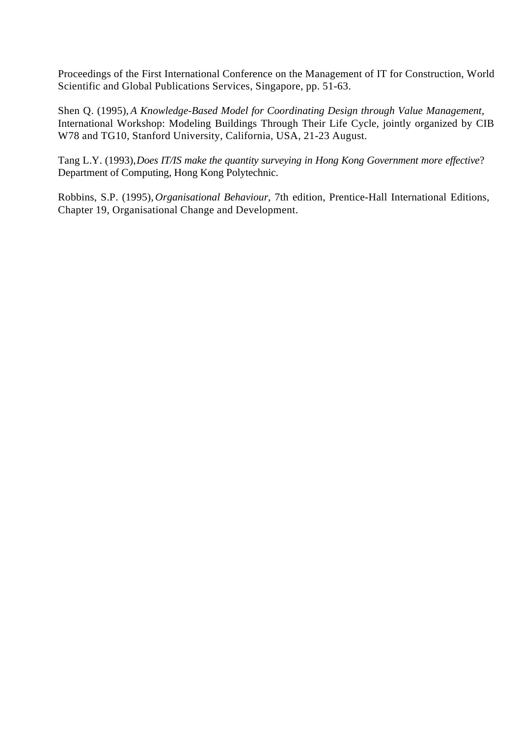Proceedings of the First International Conference on the Management of IT for Construction, World Scientific and Global Publications Services, Singapore, pp. 51-63.

Shen Q. (1995), *A Knowledge-Based Model for Coordinating Design through Value Management*, International Workshop: Modeling Buildings Through Their Life Cycle, jointly organized by CIB W78 and TG10, Stanford University, California, USA, 21-23 August.

Tang L.Y. (1993), *Does IT/IS make the quantity surveying in Hong Kong Government more effective*? Department of Computing, Hong Kong Polytechnic.

Robbins, S.P. (1995), *Organisational Behaviour*, 7th edition, Prentice-Hall International Editions, Chapter 19, Organisational Change and Development.